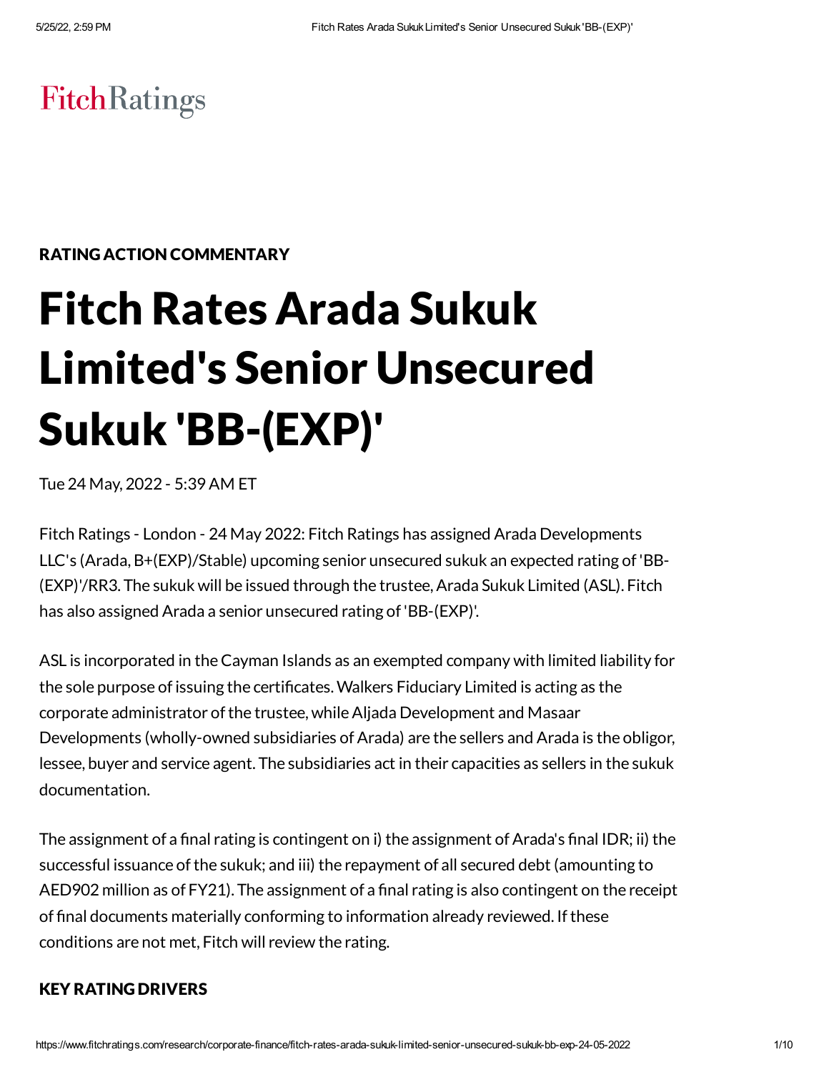FitchRatings

RATING ACTION COMMENTARY

# Fitch Rates Arada Sukuk Limited's Senior Unsecured Sukuk 'BB-(EXP)'

Tue 24 May, 2022 - 5:39 AM ET

Fitch Ratings - London - 24 May 2022: Fitch Ratings has assigned Arada Developments LLC's (Arada, B+(EXP)/Stable) upcoming senior unsecured sukuk an expected rating of 'BB-(EXP)'/RR3. The sukuk will be issued through the trustee, Arada Sukuk Limited (ASL). Fitch has also assigned Arada a senior unsecured rating of 'BB-(EXP)'.

ASL is incorporated in the Cayman Islands as an exempted company with limited liability for the sole purpose of issuing the certificates. Walkers Fiduciary Limited is acting as the corporate administrator of the trustee, while Aljada Development and Masaar Developments (wholly-owned subsidiaries of Arada) are the sellers and Arada is the obligor, lessee, buyer and service agent. The subsidiaries act in their capacities as sellers in the sukuk documentation.

The assignment of a final rating is contingent on i) the assignment of Arada's final IDR; ii) the successful issuance of the sukuk; and iii) the repayment of all secured debt (amounting to AED902 million as of FY21). The assignment of a final rating is also contingent on the receipt of final documents materially conforming to information already reviewed. If these conditions are not met, Fitch will review the rating.

## KEY RATING DRIVERS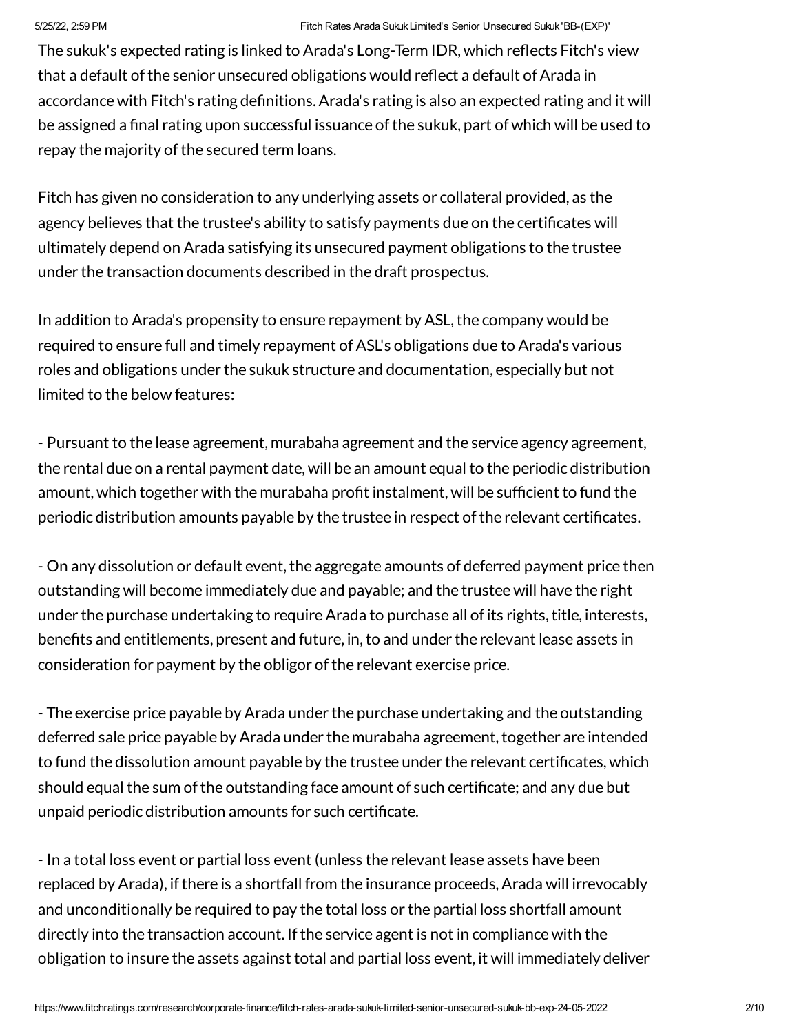The sukuk's expected rating is linked to Arada's Long-Term IDR, which reflects Fitch's view that a default of the senior unsecured obligations would reflect a default of Arada in accordance with Fitch's rating definitions. Arada's rating is also an expected rating and it will be assigned a final rating upon successful issuance of the sukuk, part of which will be used to repay the majority of the secured term loans.

Fitch has given no consideration to any underlying assets or collateral provided, as the agency believes that the trustee's ability to satisfy payments due on the certificates will ultimately depend on Arada satisfying its unsecured payment obligations to the trustee under the transaction documents described in the draft prospectus.

In addition to Arada's propensity to ensure repayment by ASL, the company would be required to ensure full and timely repayment of ASL's obligations due to Arada's various roles and obligations under the sukuk structure and documentation, especially but not limited to the below features:

- Pursuant to the lease agreement, murabaha agreement and the service agency agreement, the rental due on a rental payment date, will be an amount equal to the periodic distribution amount, which together with the murabaha profit instalment, will be sufficient to fund the periodic distribution amounts payable by the trustee in respect of the relevant certificates.

- On any dissolution or default event, the aggregate amounts of deferred payment price then outstanding will become immediately due and payable; and the trustee will have the right under the purchase undertaking to require Arada to purchase all of its rights, title, interests, benefits and entitlements, present and future, in, to and under the relevant lease assets in consideration for payment by the obligor of the relevant exercise price.

- The exercise price payable by Arada under the purchase undertaking and the outstanding deferred sale price payable by Arada under the murabaha agreement, together are intended to fund the dissolution amount payable by the trustee under the relevant certificates, which should equal the sum of the outstanding face amount of such certificate; and any due but unpaid periodic distribution amounts for such certificate.

- In a total loss event or partial loss event (unless the relevant lease assets have been replaced by Arada), if there is a shortfall from the insurance proceeds, Arada will irrevocably and unconditionally be required to pay the total loss or the partial loss shortfall amount directly into the transaction account. If the service agent is not in compliance with the obligation to insure the assets against total and partial loss event, it will immediately deliver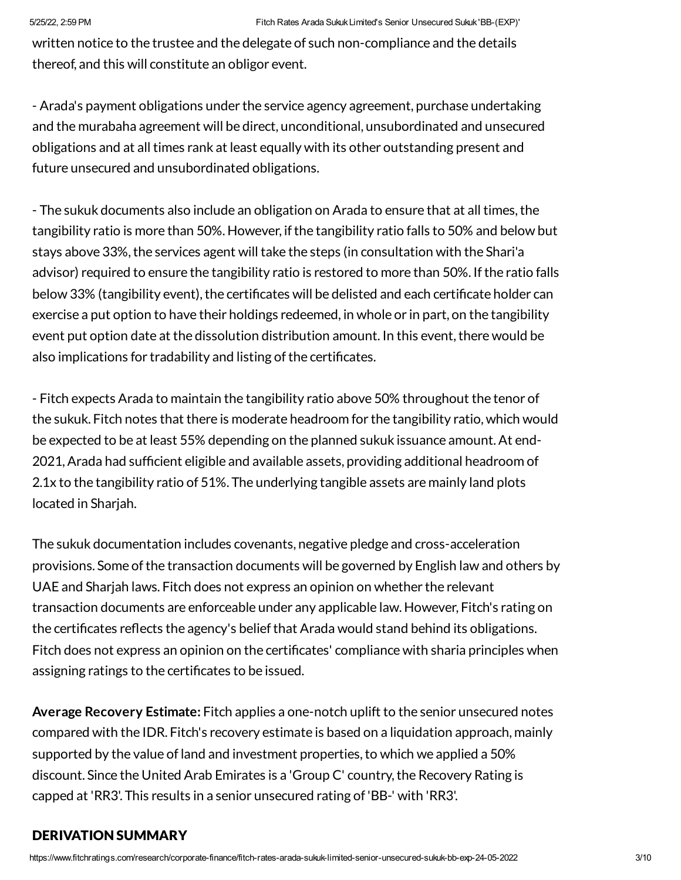written notice to the trustee and the delegate of such non-compliance and the details thereof, and this will constitute an obligor event.

- Arada's payment obligations under the service agency agreement, purchase undertaking and the murabaha agreement will be direct, unconditional, unsubordinated and unsecured obligations and at all times rank at least equally with its other outstanding present and future unsecured and unsubordinated obligations.

- The sukuk documents also include an obligation on Arada to ensure that at all times, the tangibility ratio is more than 50%. However, if the tangibility ratio falls to 50% and below but stays above 33%, the services agent will take the steps (in consultation with the Shari'a advisor) required to ensure the tangibility ratio is restored to more than 50%. If the ratio falls below 33% (tangibility event), the certificates will be delisted and each certificate holder can exercise a put option to have their holdings redeemed, in whole or in part, on the tangibility event put option date at the dissolution distribution amount. In this event, there would be also implications for tradability and listing of the certificates.

- Fitch expects Arada to maintain the tangibility ratio above 50% throughout the tenor of the sukuk. Fitch notes that there is moderate headroom for the tangibility ratio, which would be expected to be at least 55% depending on the planned sukuk issuance amount. At end-2021, Arada had sufficient eligible and available assets, providing additional headroom of 2.1x to the tangibility ratio of 51%. The underlying tangible assets are mainly land plots located in Sharjah.

The sukuk documentation includes covenants, negative pledge and cross-acceleration provisions. Some of the transaction documents will be governed by English law and others by UAE and Sharjah laws. Fitch does not express an opinion on whether the relevant transaction documents are enforceable under any applicable law. However, Fitch's rating on the certificates reflects the agency's belief that Arada would stand behind its obligations. Fitch does not express an opinion on the certificates' compliance with sharia principles when assigning ratings to the certificates to be issued.

**Average Recovery Estimate:** Fitch applies a one-notch uplift to the senior unsecured notes compared with the IDR. Fitch's recovery estimate is based on a liquidation approach, mainly supported by the value of land and investment properties, to which we applied a 50% discount. Since the United Arab Emirates is a 'Group C' country, the Recovery Rating is capped at 'RR3'. This results in a senior unsecured rating of 'BB-' with 'RR3'.

## DERIVATION SUMMARY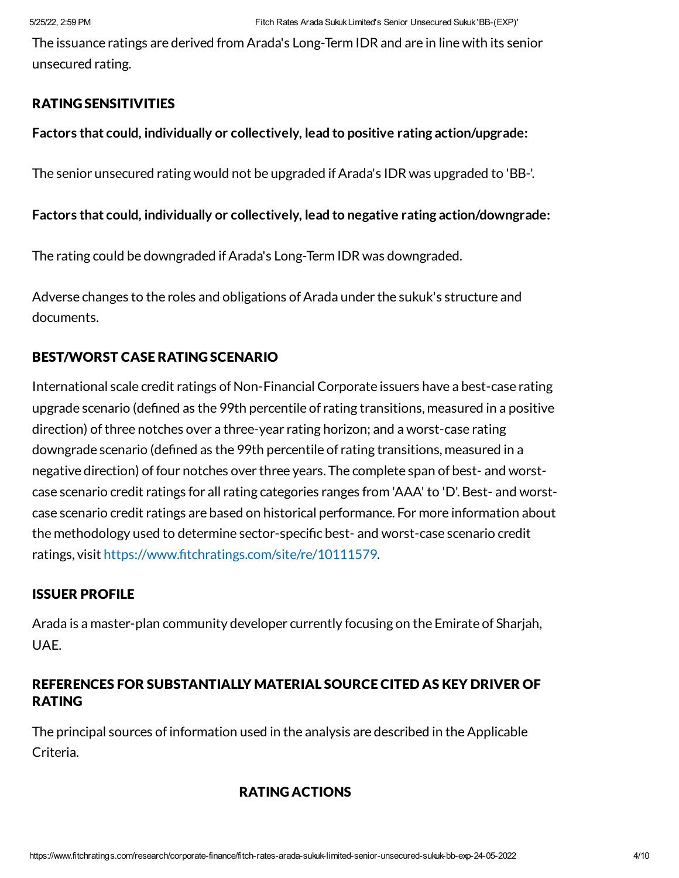The issuance ratings are derived from Arada's Long-Term IDR and are in line with its senior unsecured rating.

## RATING SENSITIVITIES

**Factors that could, individually or collectively, lead to positive rating action/upgrade:**

The senior unsecured rating would not be upgraded if Arada's IDR was upgraded to 'BB-'.

**Factors that could, individually or collectively, lead to negative rating action/downgrade:**

The rating could be downgraded if Arada's Long-Term IDR was downgraded.

Adverse changes to the roles and obligations of Arada under the sukuk's structure and documents.

## BEST/WORST CASE RATING SCENARIO

International scale credit ratings of Non-Financial Corporate issuers have a best-case rating upgrade scenario (defined as the 99th percentile of rating transitions, measured in a positive direction) of three notches over a three-year rating horizon; and a worst-case rating downgrade scenario (defined as the 99th percentile of rating transitions, measured in a negative direction) of four notches over three years. The complete span of best- and worst-case scenario credit ratings for all rating categories ranges from 'AAA' to 'D'. Best- and worst-case scenario credit ratings are based on historical performance. For more information about the methodology used to determine sector-specific best- and worst-case scenario credit ratings, visit https://www.fitchratings.com/site/re/10111579.

## ISSUER PROFILE

Arada is a master-plan community developer currently focusing on the Emirate of Sharjah, UAE.

## REFERENCES FOR SUBSTANTIALLY MATERIAL SOURCE CITED AS KEY DRIVER OF RATING

The principal sources of information used in the analysis are described in the Applicable Criteria.

## RATING ACTIONS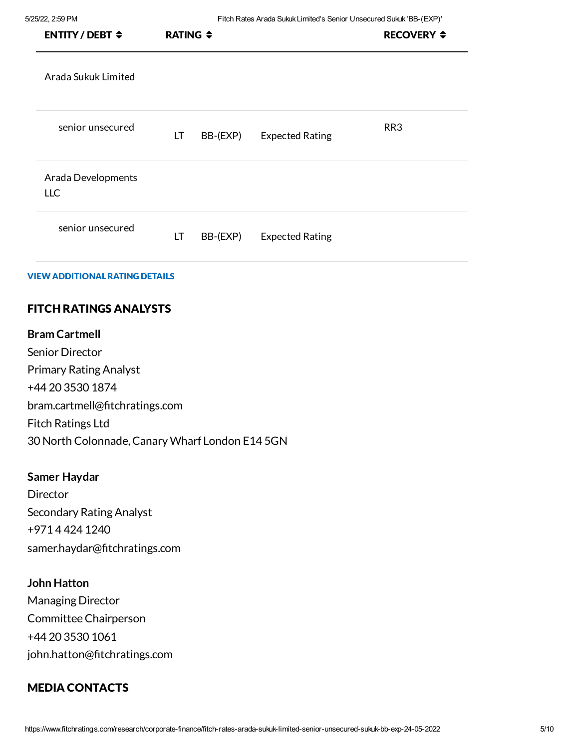| ENTITY / DEBT | RATING | | | RECOVERY |
|---|---|---|---|---|
| Arada Sukuk Limited | | | | |
| senior unsecured | LT | BB-(EXP) | Expected Rating | RR3 |
| Arada Developments LLC | | | | |
| senior unsecured | LT | BB-(EXP) | Expected Rating | |

**VIEW ADDITIONAL RATING DETAILS**

## FITCH RATINGS ANALYSTS

**Bram Cartmell**
Senior Director
Primary Rating Analyst
+44 20 3530 1874
bram.cartmell@fitchratings.com
Fitch Ratings Ltd
30 North Colonnade, Canary Wharf London E14 5GN

**Samer Haydar**
Director
Secondary Rating Analyst
+971 4 424 1240
samer.haydar@fitchratings.com

**John Hatton**
Managing Director
Committee Chairperson
+44 20 3530 1061
john.hatton@fitchratings.com

## MEDIA CONTACTS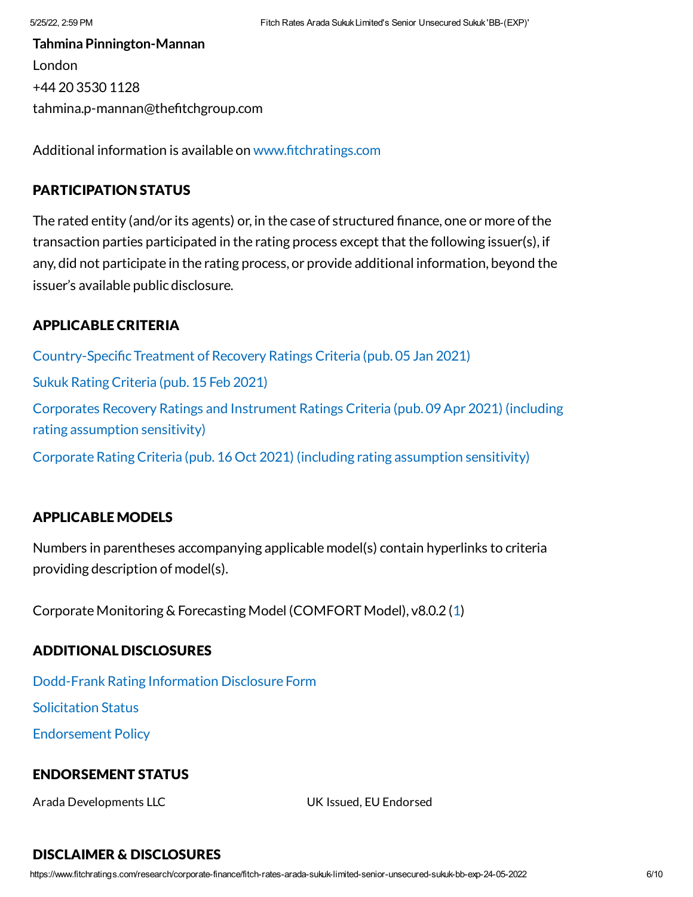**Tahmina Pinnington-Mannan**
London
+44 20 3530 1128
tahmina.p-mannan@thefitchgroup.com

Additional information is available on www.fitchratings.com

## PARTICIPATION STATUS

The rated entity (and/or its agents) or, in the case of structured finance, one or more of the transaction parties participated in the rating process except that the following issuer(s), if any, did not participate in the rating process, or provide additional information, beyond the issuer's available public disclosure.

## APPLICABLE CRITERIA

Country-Specific Treatment of Recovery Ratings Criteria (pub. 05 Jan 2021)

Sukuk Rating Criteria (pub. 15 Feb 2021)

Corporates Recovery Ratings and Instrument Ratings Criteria (pub. 09 Apr 2021) (including rating assumption sensitivity)

Corporate Rating Criteria (pub. 16 Oct 2021) (including rating assumption sensitivity)

## APPLICABLE MODELS

Numbers in parentheses accompanying applicable model(s) contain hyperlinks to criteria providing description of model(s).

Corporate Monitoring & Forecasting Model (COMFORT Model), v8.0.2 (1)

## ADDITIONAL DISCLOSURES

Dodd-Frank Rating Information Disclosure Form

Solicitation Status

Endorsement Policy

## ENDORSEMENT STATUS

| Arada Developments LLC | UK Issued, EU Endorsed |
|---|---|

## DISCLAIMER & DISCLOSURES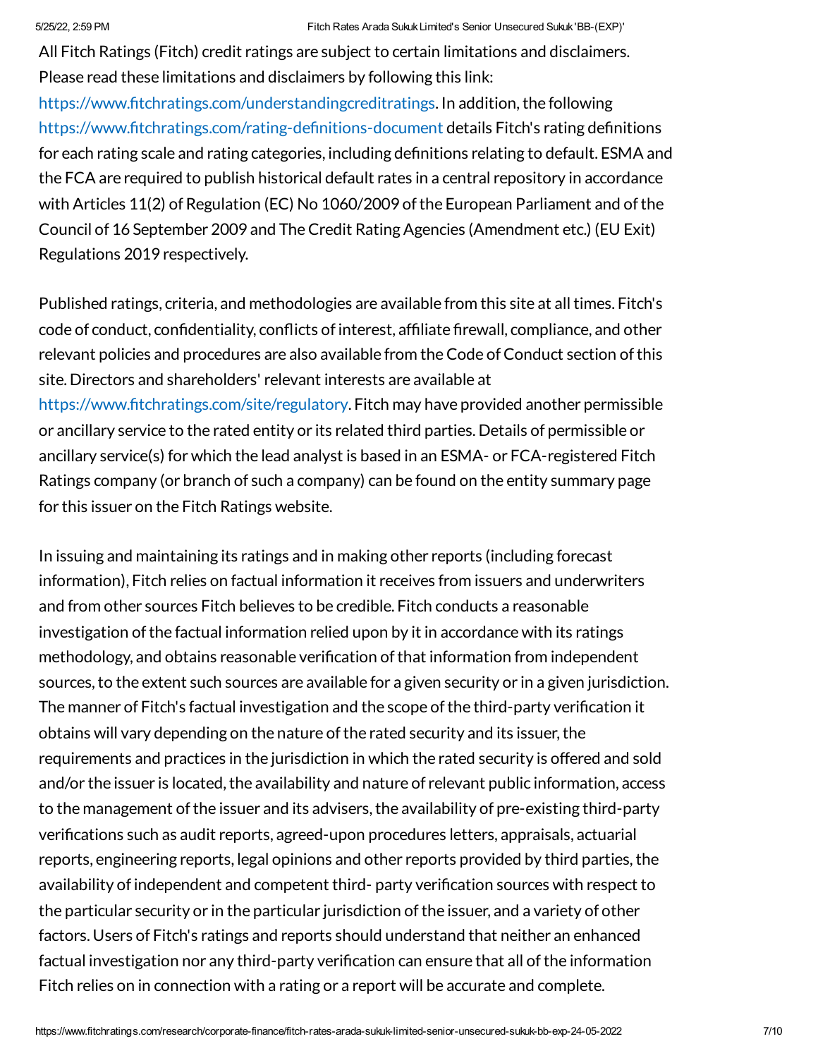All Fitch Ratings (Fitch) credit ratings are subject to certain limitations and disclaimers. Please read these limitations and disclaimers by following this link: https://www.fitchratings.com/understandingcreditratings. In addition, the following https://www.fitchratings.com/rating-definitions-document details Fitch's rating definitions for each rating scale and rating categories, including definitions relating to default. ESMA and the FCA are required to publish historical default rates in a central repository in accordance with Articles 11(2) of Regulation (EC) No 1060/2009 of the European Parliament and of the Council of 16 September 2009 and The Credit Rating Agencies (Amendment etc.) (EU Exit) Regulations 2019 respectively.

Published ratings, criteria, and methodologies are available from this site at all times. Fitch's code of conduct, confidentiality, conflicts of interest, affiliate firewall, compliance, and other relevant policies and procedures are also available from the Code of Conduct section of this site. Directors and shareholders' relevant interests are available at https://www.fitchratings.com/site/regulatory. Fitch may have provided another permissible or ancillary service to the rated entity or its related third parties. Details of permissible or ancillary service(s) for which the lead analyst is based in an ESMA- or FCA-registered Fitch Ratings company (or branch of such a company) can be found on the entity summary page for this issuer on the Fitch Ratings website.

In issuing and maintaining its ratings and in making other reports (including forecast information), Fitch relies on factual information it receives from issuers and underwriters and from other sources Fitch believes to be credible. Fitch conducts a reasonable investigation of the factual information relied upon by it in accordance with its ratings methodology, and obtains reasonable verification of that information from independent sources, to the extent such sources are available for a given security or in a given jurisdiction. The manner of Fitch's factual investigation and the scope of the third-party verification it obtains will vary depending on the nature of the rated security and its issuer, the requirements and practices in the jurisdiction in which the rated security is offered and sold and/or the issuer is located, the availability and nature of relevant public information, access to the management of the issuer and its advisers, the availability of pre-existing third-party verifications such as audit reports, agreed-upon procedures letters, appraisals, actuarial reports, engineering reports, legal opinions and other reports provided by third parties, the availability of independent and competent third- party verification sources with respect to the particular security or in the particular jurisdiction of the issuer, and a variety of other factors. Users of Fitch's ratings and reports should understand that neither an enhanced factual investigation nor any third-party verification can ensure that all of the information Fitch relies on in connection with a rating or a report will be accurate and complete.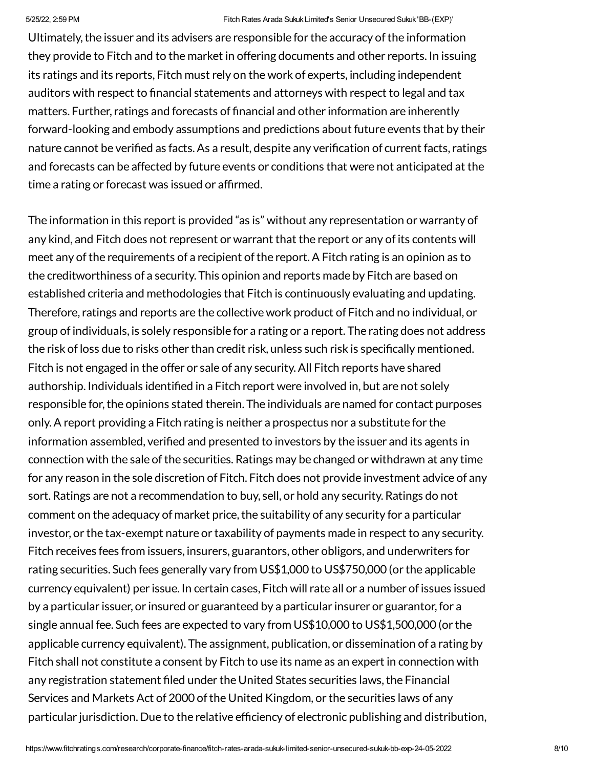Ultimately, the issuer and its advisers are responsible for the accuracy of the information they provide to Fitch and to the market in offering documents and other reports. In issuing its ratings and its reports, Fitch must rely on the work of experts, including independent auditors with respect to financial statements and attorneys with respect to legal and tax matters. Further, ratings and forecasts of financial and other information are inherently forward-looking and embody assumptions and predictions about future events that by their nature cannot be verified as facts. As a result, despite any verification of current facts, ratings and forecasts can be affected by future events or conditions that were not anticipated at the time a rating or forecast was issued or affirmed.

The information in this report is provided "as is" without any representation or warranty of any kind, and Fitch does not represent or warrant that the report or any of its contents will meet any of the requirements of a recipient of the report. A Fitch rating is an opinion as to the creditworthiness of a security. This opinion and reports made by Fitch are based on established criteria and methodologies that Fitch is continuously evaluating and updating. Therefore, ratings and reports are the collective work product of Fitch and no individual, or group of individuals, is solely responsible for a rating or a report. The rating does not address the risk of loss due to risks other than credit risk, unless such risk is specifically mentioned. Fitch is not engaged in the offer or sale of any security. All Fitch reports have shared authorship. Individuals identified in a Fitch report were involved in, but are not solely responsible for, the opinions stated therein. The individuals are named for contact purposes only. A report providing a Fitch rating is neither a prospectus nor a substitute for the information assembled, verified and presented to investors by the issuer and its agents in connection with the sale of the securities. Ratings may be changed or withdrawn at any time for any reason in the sole discretion of Fitch. Fitch does not provide investment advice of any sort. Ratings are not a recommendation to buy, sell, or hold any security. Ratings do not comment on the adequacy of market price, the suitability of any security for a particular investor, or the tax-exempt nature or taxability of payments made in respect to any security. Fitch receives fees from issuers, insurers, guarantors, other obligors, and underwriters for rating securities. Such fees generally vary from US$1,000 to US$750,000 (or the applicable currency equivalent) per issue. In certain cases, Fitch will rate all or a number of issues issued by a particular issuer, or insured or guaranteed by a particular insurer or guarantor, for a single annual fee. Such fees are expected to vary from US$10,000 to US$1,500,000 (or the applicable currency equivalent). The assignment, publication, or dissemination of a rating by Fitch shall not constitute a consent by Fitch to use its name as an expert in connection with any registration statement filed under the United States securities laws, the Financial Services and Markets Act of 2000 of the United Kingdom, or the securities laws of any particular jurisdiction. Due to the relative efficiency of electronic publishing and distribution,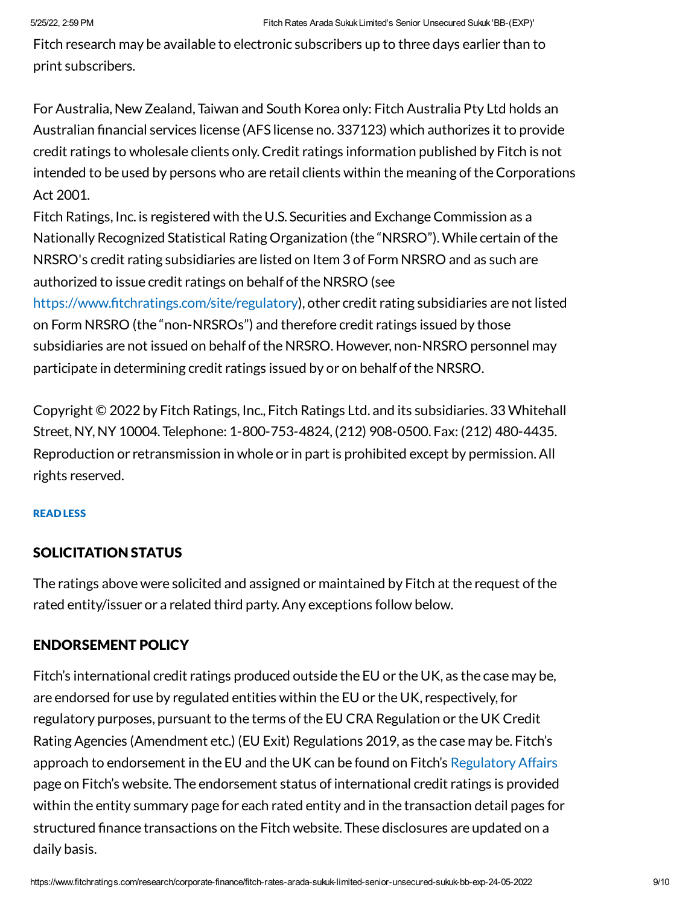Fitch research may be available to electronic subscribers up to three days earlier than to print subscribers.

For Australia, New Zealand, Taiwan and South Korea only: Fitch Australia Pty Ltd holds an Australian financial services license (AFS license no. 337123) which authorizes it to provide credit ratings to wholesale clients only. Credit ratings information published by Fitch is not intended to be used by persons who are retail clients within the meaning of the Corporations Act 2001.
Fitch Ratings, Inc. is registered with the U.S. Securities and Exchange Commission as a Nationally Recognized Statistical Rating Organization (the "NRSRO"). While certain of the NRSRO's credit rating subsidiaries are listed on Item 3 of Form NRSRO and as such are authorized to issue credit ratings on behalf of the NRSRO (see https://www.fitchratings.com/site/regulatory), other credit rating subsidiaries are not listed on Form NRSRO (the "non-NRSROs") and therefore credit ratings issued by those subsidiaries are not issued on behalf of the NRSRO. However, non-NRSRO personnel may participate in determining credit ratings issued by or on behalf of the NRSRO.

Copyright © 2022 by Fitch Ratings, Inc., Fitch Ratings Ltd. and its subsidiaries. 33 Whitehall Street, NY, NY 10004. Telephone: 1-800-753-4824, (212) 908-0500. Fax: (212) 480-4435. Reproduction or retransmission in whole or in part is prohibited except by permission. All rights reserved.

READ LESS

## SOLICITATION STATUS

The ratings above were solicited and assigned or maintained by Fitch at the request of the rated entity/issuer or a related third party. Any exceptions follow below.

## ENDORSEMENT POLICY

Fitch's international credit ratings produced outside the EU or the UK, as the case may be, are endorsed for use by regulated entities within the EU or the UK, respectively, for regulatory purposes, pursuant to the terms of the EU CRA Regulation or the UK Credit Rating Agencies (Amendment etc.) (EU Exit) Regulations 2019, as the case may be. Fitch's approach to endorsement in the EU and the UK can be found on Fitch's Regulatory Affairs page on Fitch's website. The endorsement status of international credit ratings is provided within the entity summary page for each rated entity and in the transaction detail pages for structured finance transactions on the Fitch website. These disclosures are updated on a daily basis.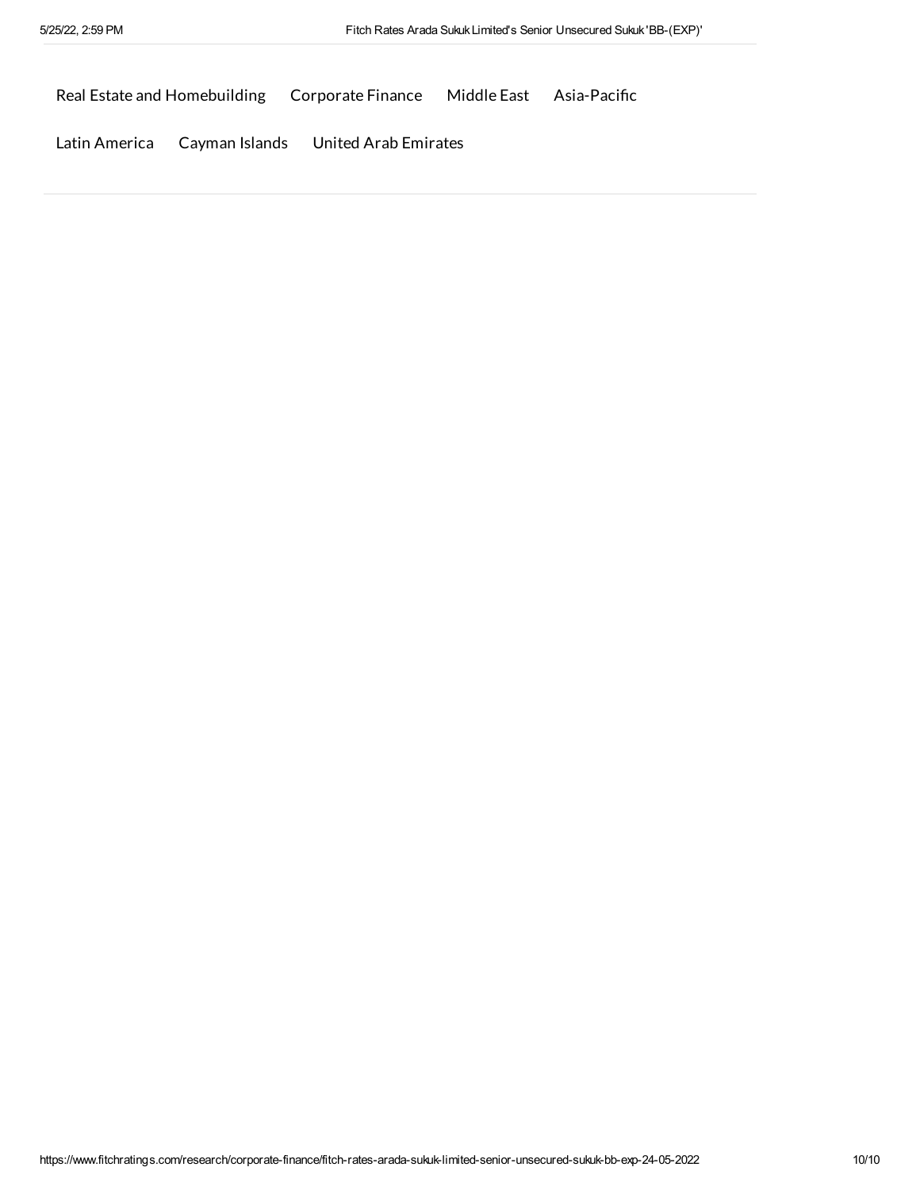Real Estate and Homebuilding Corporate Finance Middle East Asia-Pacific

Latin America Cayman Islands United Arab Emirates